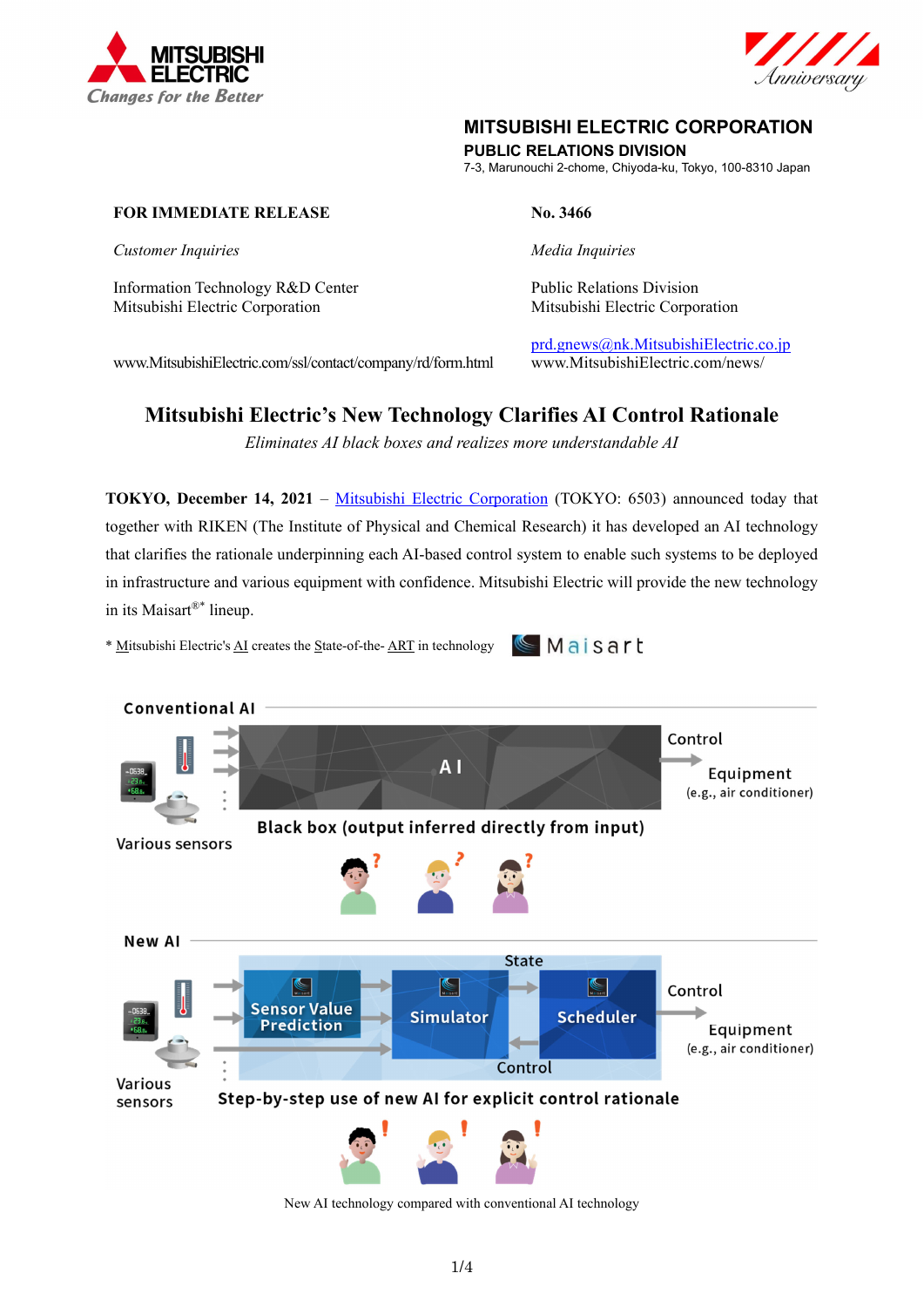**MITSUBISHI ELECTRIC CORPORATION**
**PUBLIC RELATIONS DIVISION**
7-3, Marunouchi 2-chome, Chiyoda-ku, Tokyo, 100-8310 Japan

**FOR IMMEDIATE RELEASE**

**No. 3466**

*Customer Inquiries*

Information Technology R&D Center
Mitsubishi Electric Corporation

www.MitsubishiElectric.com/ssl/contact/company/rd/form.html

*Media Inquiries*

Public Relations Division
Mitsubishi Electric Corporation

prd.gnews@nk.MitsubishiElectric.co.jp
www.MitsubishiElectric.com/news/

# Mitsubishi Electric's New Technology Clarifies AI Control Rationale

*Eliminates AI black boxes and realizes more understandable AI*

**TOKYO, December 14, 2021** – Mitsubishi Electric Corporation (TOKYO: 6503) announced today that together with RIKEN (The Institute of Physical and Chemical Research) it has developed an AI technology that clarifies the rationale underpinning each AI-based control system to enable such systems to be deployed in infrastructure and various equipment with confidence. Mitsubishi Electric will provide the new technology in its Maisart®* lineup.

\* Mitsubishi Electric's AI creates the State-of-the- ART in technology

New AI technology compared with conventional AI technology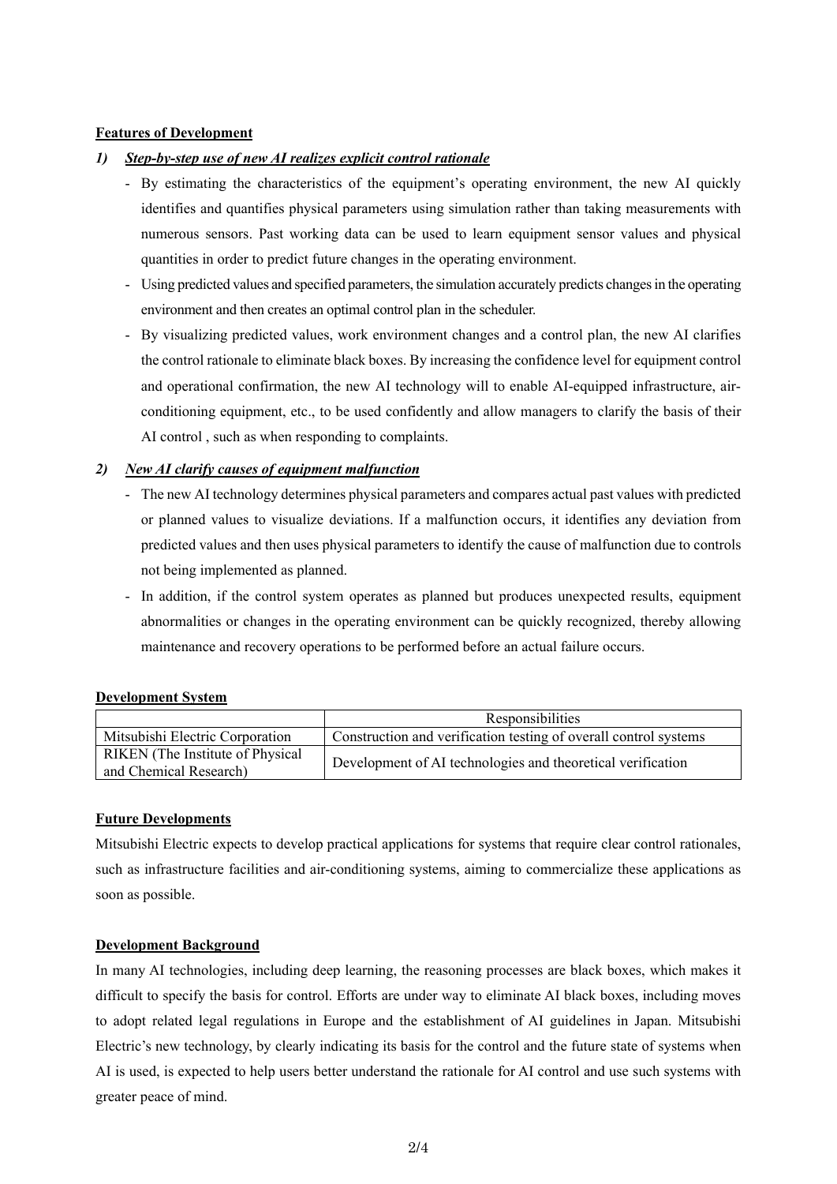**Features of Development**

1) ***Step-by-step use of new AI realizes explicit control rationale***

- By estimating the characteristics of the equipment's operating environment, the new AI quickly identifies and quantifies physical parameters using simulation rather than taking measurements with numerous sensors. Past working data can be used to learn equipment sensor values and physical quantities in order to predict future changes in the operating environment.
- Using predicted values and specified parameters, the simulation accurately predicts changes in the operating environment and then creates an optimal control plan in the scheduler.
- By visualizing predicted values, work environment changes and a control plan, the new AI clarifies the control rationale to eliminate black boxes. By increasing the confidence level for equipment control and operational confirmation, the new AI technology will to enable AI-equipped infrastructure, air-conditioning equipment, etc., to be used confidently and allow managers to clarify the basis of their AI control , such as when responding to complaints.

2) ***New AI clarify causes of equipment malfunction***

- The new AI technology determines physical parameters and compares actual past values with predicted or planned values to visualize deviations. If a malfunction occurs, it identifies any deviation from predicted values and then uses physical parameters to identify the cause of malfunction due to controls not being implemented as planned.
- In addition, if the control system operates as planned but produces unexpected results, equipment abnormalities or changes in the operating environment can be quickly recognized, thereby allowing maintenance and recovery operations to be performed before an actual failure occurs.

**Development System**

| | Responsibilities |
|---|---|
| Mitsubishi Electric Corporation | Construction and verification testing of overall control systems |
| RIKEN (The Institute of Physical and Chemical Research) | Development of AI technologies and theoretical verification |

**Future Developments**

Mitsubishi Electric expects to develop practical applications for systems that require clear control rationales, such as infrastructure facilities and air-conditioning systems, aiming to commercialize these applications as soon as possible.

**Development Background**

In many AI technologies, including deep learning, the reasoning processes are black boxes, which makes it difficult to specify the basis for control. Efforts are under way to eliminate AI black boxes, including moves to adopt related legal regulations in Europe and the establishment of AI guidelines in Japan. Mitsubishi Electric's new technology, by clearly indicating its basis for the control and the future state of systems when AI is used, is expected to help users better understand the rationale for AI control and use such systems with greater peace of mind.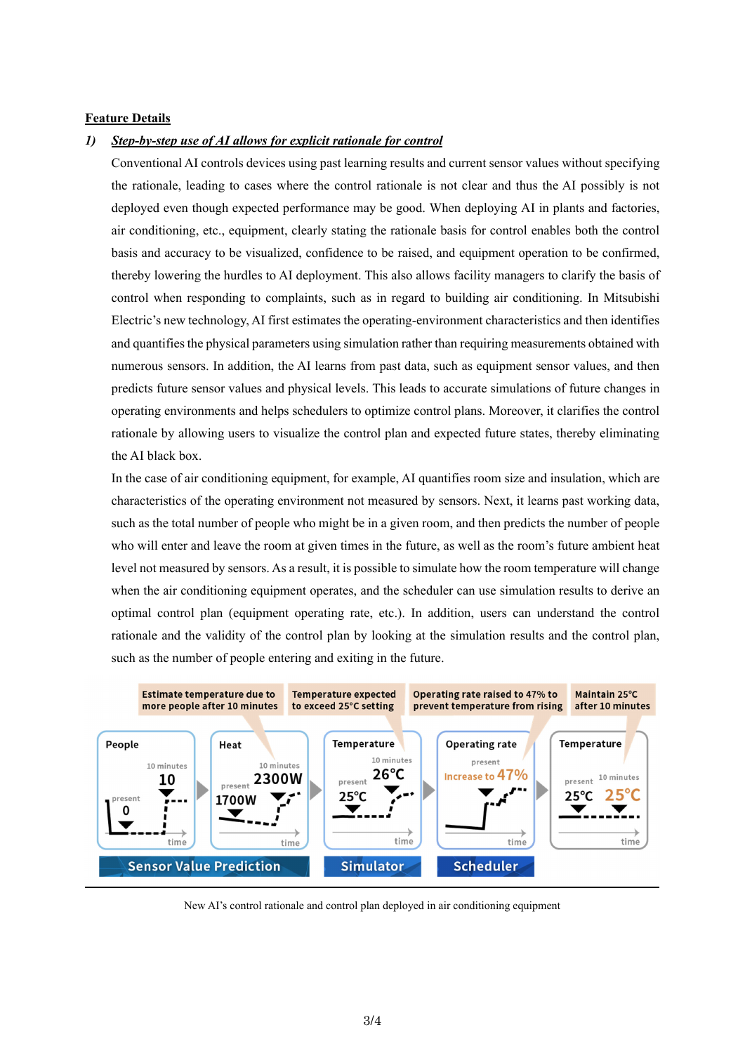**Feature Details**

*1) Step-by-step use of AI allows for explicit rationale for control*

Conventional AI controls devices using past learning results and current sensor values without specifying the rationale, leading to cases where the control rationale is not clear and thus the AI possibly is not deployed even though expected performance may be good. When deploying AI in plants and factories, air conditioning, etc., equipment, clearly stating the rationale basis for control enables both the control basis and accuracy to be visualized, confidence to be raised, and equipment operation to be confirmed, thereby lowering the hurdles to AI deployment. This also allows facility managers to clarify the basis of control when responding to complaints, such as in regard to building air conditioning. In Mitsubishi Electric's new technology, AI first estimates the operating-environment characteristics and then identifies and quantifies the physical parameters using simulation rather than requiring measurements obtained with numerous sensors. In addition, the AI learns from past data, such as equipment sensor values, and then predicts future sensor values and physical levels. This leads to accurate simulations of future changes in operating environments and helps schedulers to optimize control plans. Moreover, it clarifies the control rationale by allowing users to visualize the control plan and expected future states, thereby eliminating the AI black box.

In the case of air conditioning equipment, for example, AI quantifies room size and insulation, which are characteristics of the operating environment not measured by sensors. Next, it learns past working data, such as the total number of people who might be in a given room, and then predicts the number of people who will enter and leave the room at given times in the future, as well as the room's future ambient heat level not measured by sensors. As a result, it is possible to simulate how the room temperature will change when the air conditioning equipment operates, and the scheduler can use simulation results to derive an optimal control plan (equipment operating rate, etc.). In addition, users can understand the control rationale and the validity of the control plan by looking at the simulation results and the control plan, such as the number of people entering and exiting in the future.

New AI's control rationale and control plan deployed in air conditioning equipment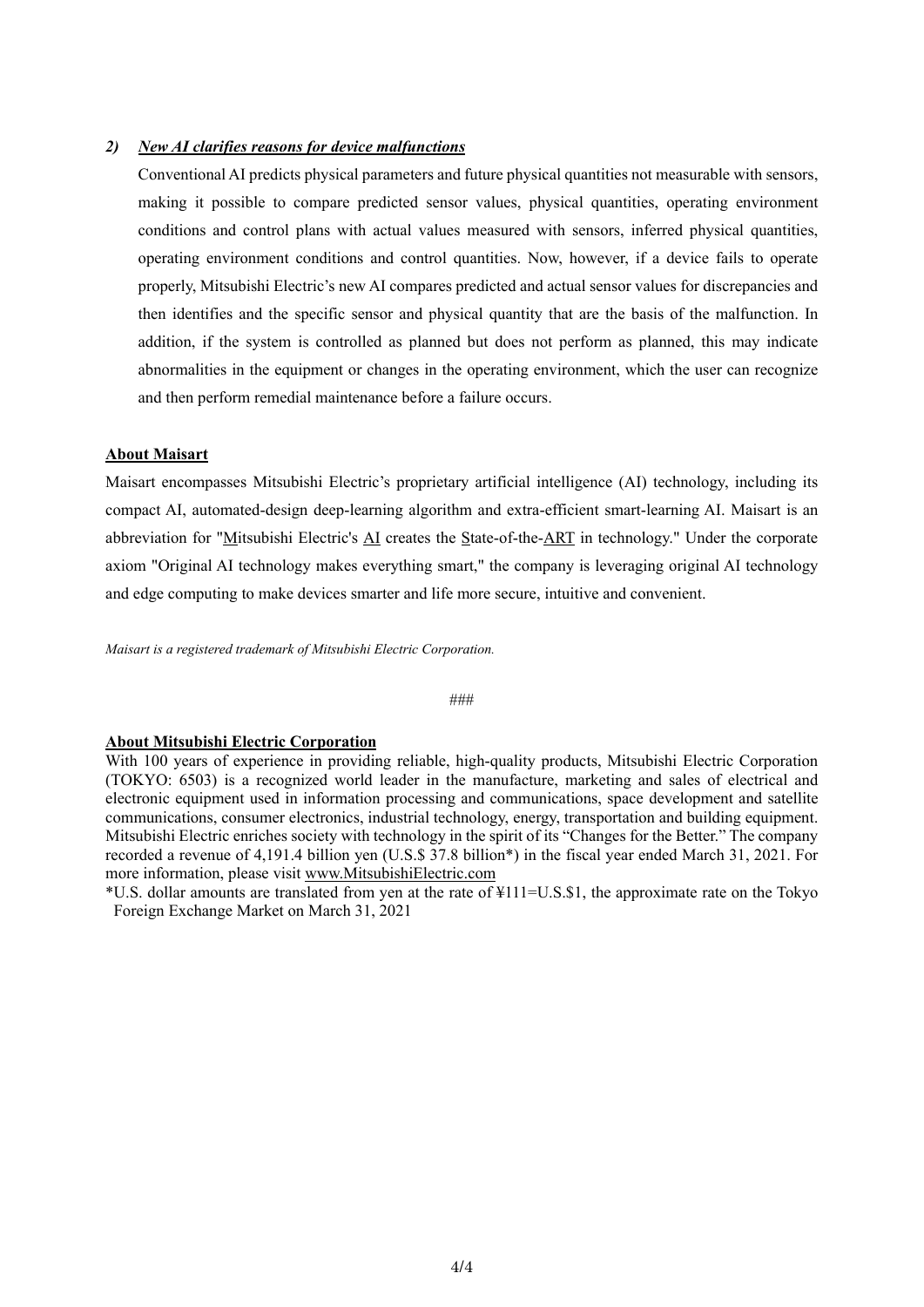***2) New AI clarifies reasons for device malfunctions***

Conventional AI predicts physical parameters and future physical quantities not measurable with sensors, making it possible to compare predicted sensor values, physical quantities, operating environment conditions and control plans with actual values measured with sensors, inferred physical quantities, operating environment conditions and control quantities. Now, however, if a device fails to operate properly, Mitsubishi Electric's new AI compares predicted and actual sensor values for discrepancies and then identifies and the specific sensor and physical quantity that are the basis of the malfunction. In addition, if the system is controlled as planned but does not perform as planned, this may indicate abnormalities in the equipment or changes in the operating environment, which the user can recognize and then perform remedial maintenance before a failure occurs.

**About Maisart**

Maisart encompasses Mitsubishi Electric's proprietary artificial intelligence (AI) technology, including its compact AI, automated-design deep-learning algorithm and extra-efficient smart-learning AI. Maisart is an abbreviation for "Mitsubishi Electric's AI creates the State-of-the-ART in technology." Under the corporate axiom "Original AI technology makes everything smart," the company is leveraging original AI technology and edge computing to make devices smarter and life more secure, intuitive and convenient.

*Maisart is a registered trademark of Mitsubishi Electric Corporation.*

###

**About Mitsubishi Electric Corporation**

With 100 years of experience in providing reliable, high-quality products, Mitsubishi Electric Corporation (TOKYO: 6503) is a recognized world leader in the manufacture, marketing and sales of electrical and electronic equipment used in information processing and communications, space development and satellite communications, consumer electronics, industrial technology, energy, transportation and building equipment. Mitsubishi Electric enriches society with technology in the spirit of its "Changes for the Better." The company recorded a revenue of 4,191.4 billion yen (U.S.$ 37.8 billion*) in the fiscal year ended March 31, 2021. For more information, please visit www.MitsubishiElectric.com

*U.S. dollar amounts are translated from yen at the rate of ¥111=U.S.$1, the approximate rate on the Tokyo Foreign Exchange Market on March 31, 2021